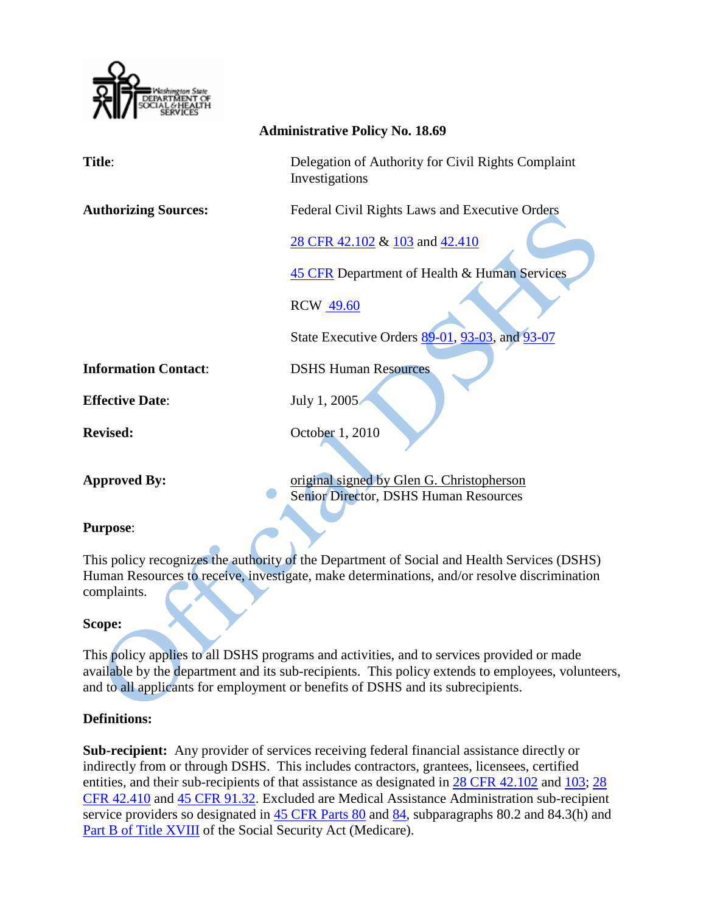**Administrative Policy No. 18.69**

| | |
|---|---|
| **Title**: | Delegation of Authority for Civil Rights Complaint Investigations |
| **Authorizing Sources:** | Federal Civil Rights Laws and Executive Orders<br><br>28 CFR 42.102 & 103 and 42.410<br><br>45 CFR Department of Health & Human Services<br><br>RCW 49.60<br><br>State Executive Orders 89-01, 93-03, and 93-07 |
| **Information Contact**: | DSHS Human Resources |
| **Effective Date**: | July 1, 2005 |
| **Revised:** | October 1, 2010 |
| **Approved By:** | original signed by Glen G. Christopherson<br>Senior Director, DSHS Human Resources |

**Purpose**:

This policy recognizes the authority of the Department of Social and Health Services (DSHS) Human Resources to receive, investigate, make determinations, and/or resolve discrimination complaints.

**Scope:**

This policy applies to all DSHS programs and activities, and to services provided or made available by the department and its sub-recipients. This policy extends to employees, volunteers, and to all applicants for employment or benefits of DSHS and its subrecipients.

**Definitions:**

**Sub-recipient:** Any provider of services receiving federal financial assistance directly or indirectly from or through DSHS. This includes contractors, grantees, licensees, certified entities, and their sub-recipients of that assistance as designated in 28 CFR 42.102 and 103; 28 CFR 42.410 and 45 CFR 91.32. Excluded are Medical Assistance Administration sub-recipient service providers so designated in 45 CFR Parts 80 and 84, subparagraphs 80.2 and 84.3(h) and Part B of Title XVIII of the Social Security Act (Medicare).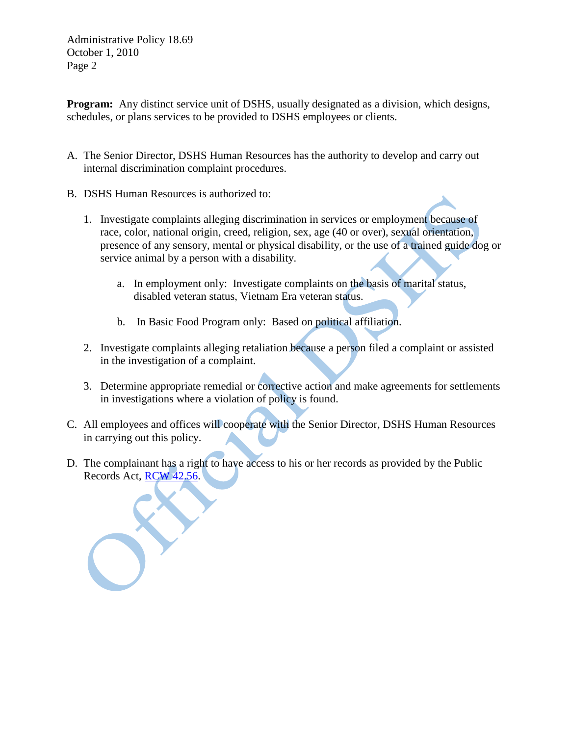**Program:** Any distinct service unit of DSHS, usually designated as a division, which designs, schedules, or plans services to be provided to DSHS employees or clients.

A. The Senior Director, DSHS Human Resources has the authority to develop and carry out internal discrimination complaint procedures.

B. DSHS Human Resources is authorized to:

   1. Investigate complaints alleging discrimination in services or employment because of race, color, national origin, creed, religion, sex, age (40 or over), sexual orientation, presence of any sensory, mental or physical disability, or the use of a trained guide dog or service animal by a person with a disability.

      a. In employment only: Investigate complaints on the basis of marital status, disabled veteran status, Vietnam Era veteran status.

      b. In Basic Food Program only: Based on political affiliation.

   2. Investigate complaints alleging retaliation because a person filed a complaint or assisted in the investigation of a complaint.

   3. Determine appropriate remedial or corrective action and make agreements for settlements in investigations where a violation of policy is found.

C. All employees and offices will cooperate with the Senior Director, DSHS Human Resources in carrying out this policy.

D. The complainant has a right to have access to his or her records as provided by the Public Records Act, RCW 42.56.